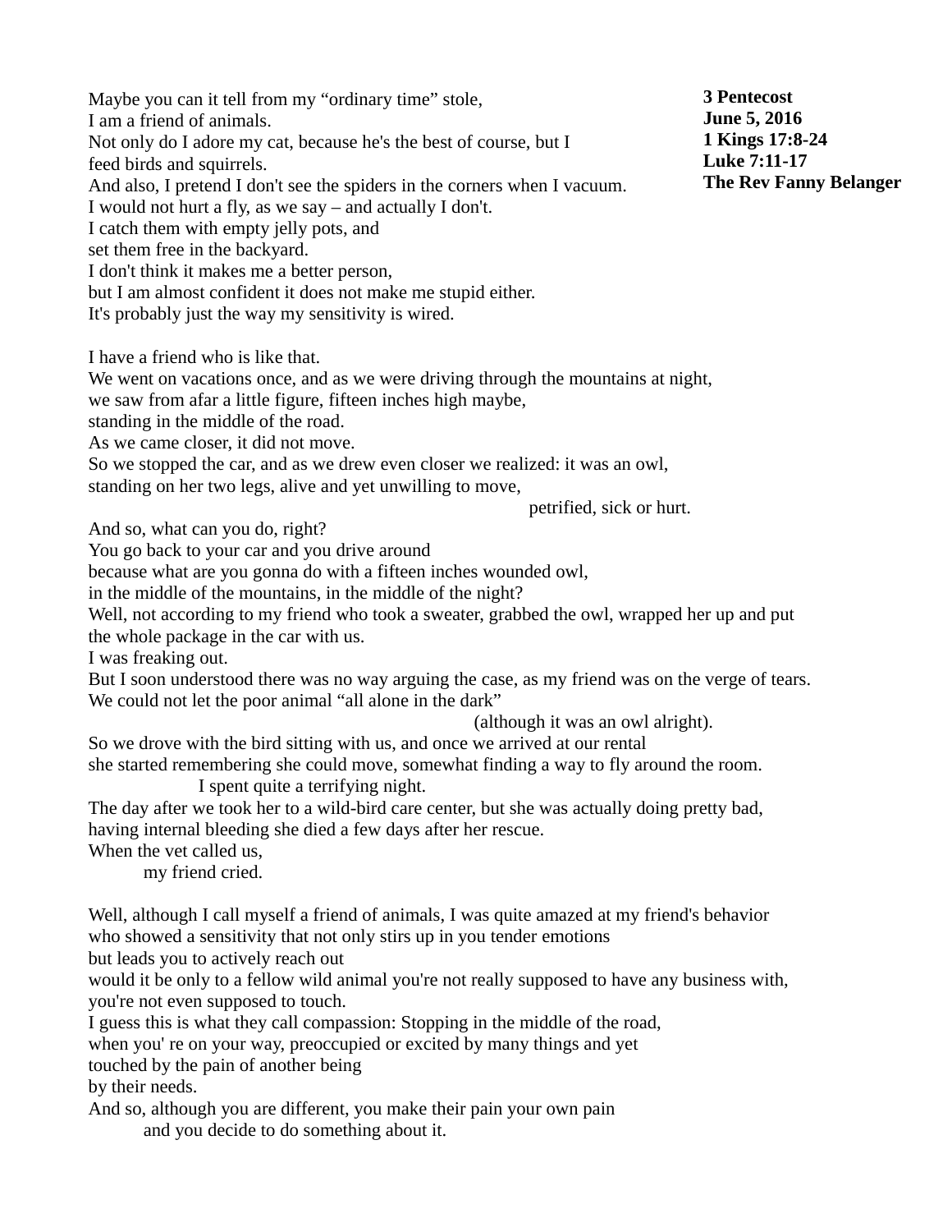**3 Pentecost**
**June 5, 2016**
**1 Kings 17:8-24**
**Luke 7:11-17**
**The Rev Fanny Belanger**

Maybe you can it tell from my "ordinary time" stole,
I am a friend of animals.
Not only do I adore my cat, because he's the best of course, but I feed birds and squirrels.
And also, I pretend I don't see the spiders in the corners when I vacuum.
I would not hurt a fly, as we say – and actually I don't.
I catch them with empty jelly pots, and
set them free in the backyard.
I don't think it makes me a better person,
but I am almost confident it does not make me stupid either.
It's probably just the way my sensitivity is wired.

I have a friend who is like that.
We went on vacations once, and as we were driving through the mountains at night,
we saw from afar a little figure, fifteen inches high maybe,
standing in the middle of the road.
As we came closer, it did not move.
So we stopped the car, and as we drew even closer we realized: it was an owl,
standing on her two legs, alive and yet unwilling to move,
petrified, sick or hurt.
And so, what can you do, right?
You go back to your car and you drive around
because what are you gonna do with a fifteen inches wounded owl,
in the middle of the mountains, in the middle of the night?
Well, not according to my friend who took a sweater, grabbed the owl, wrapped her up and put the whole package in the car with us.
I was freaking out.
But I soon understood there was no way arguing the case, as my friend was on the verge of tears.
We could not let the poor animal "all alone in the dark"
(although it was an owl alright).
So we drove with the bird sitting with us, and once we arrived at our rental
she started remembering she could move, somewhat finding a way to fly around the room.
I spent quite a terrifying night.
The day after we took her to a wild-bird care center, but she was actually doing pretty bad,
having internal bleeding she died a few days after her rescue.
When the vet called us,
my friend cried.

Well, although I call myself a friend of animals, I was quite amazed at my friend's behavior
who showed a sensitivity that not only stirs up in you tender emotions
but leads you to actively reach out
would it be only to a fellow wild animal you're not really supposed to have any business with,
you're not even supposed to touch.
I guess this is what they call compassion: Stopping in the middle of the road,
when you' re on your way, preoccupied or excited by many things and yet
touched by the pain of another being
by their needs.
And so, although you are different, you make their pain your own pain
and you decide to do something about it.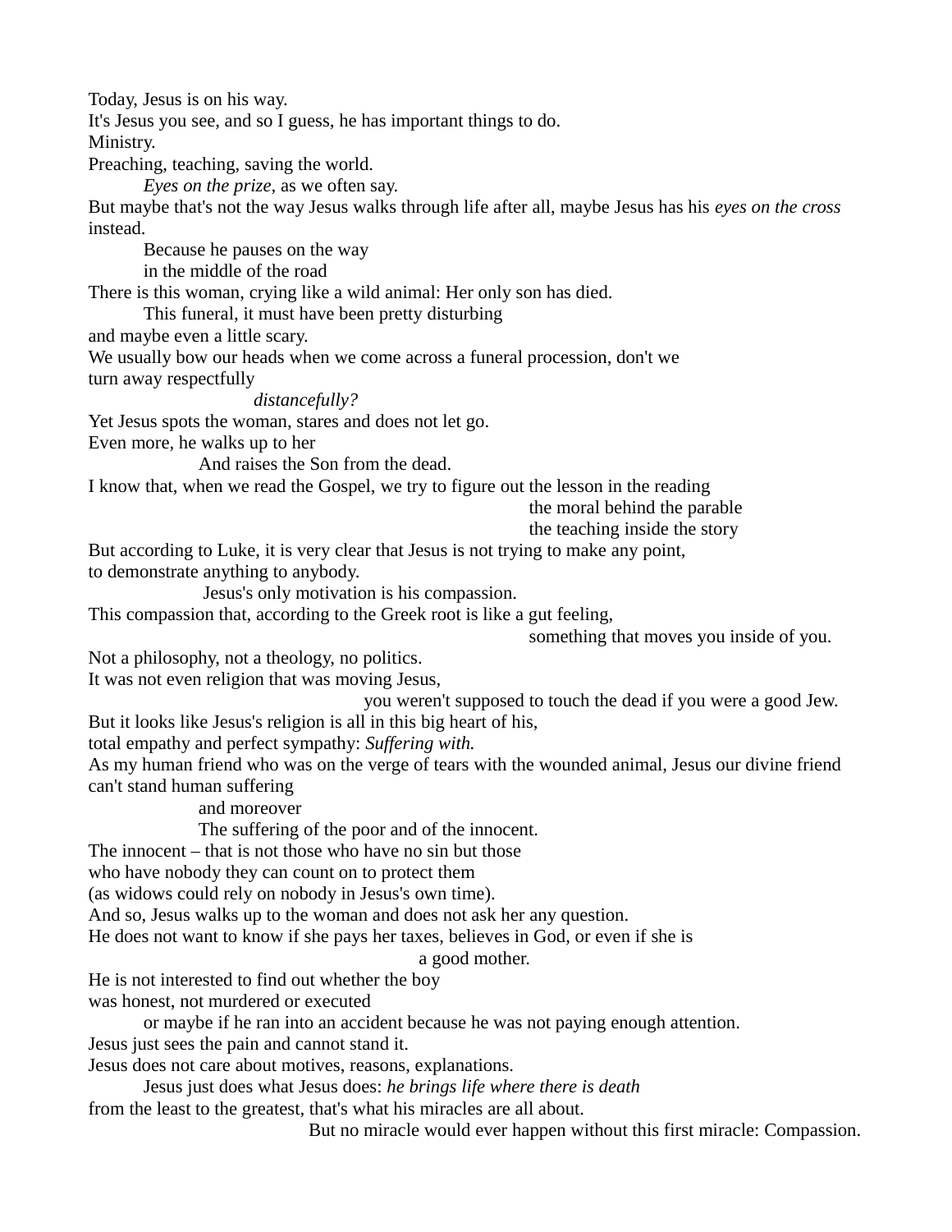Today, Jesus is on his way.
It's Jesus you see, and so I guess, he has important things to do.
Ministry.
Preaching, teaching, saving the world.
*Eyes on the prize*, as we often say.
But maybe that's not the way Jesus walks through life after all, maybe Jesus has his *eyes on the cross* instead.
Because he pauses on the way
in the middle of the road
There is this woman, crying like a wild animal: Her only son has died.
This funeral, it must have been pretty disturbing
and maybe even a little scary.
We usually bow our heads when we come across a funeral procession, don't we
turn away respectfully
*distancefully?*
Yet Jesus spots the woman, stares and does not let go.
Even more, he walks up to her
And raises the Son from the dead.
I know that, when we read the Gospel, we try to figure out the lesson in the reading
the moral behind the parable
the teaching inside the story
But according to Luke, it is very clear that Jesus is not trying to make any point,
to demonstrate anything to anybody.
Jesus's only motivation is his compassion.
This compassion that, according to the Greek root is like a gut feeling,
something that moves you inside of you.
Not a philosophy, not a theology, no politics.
It was not even religion that was moving Jesus,
you weren't supposed to touch the dead if you were a good Jew.
But it looks like Jesus's religion is all in this big heart of his,
total empathy and perfect sympathy: *Suffering with.*
As my human friend who was on the verge of tears with the wounded animal, Jesus our divine friend can't stand human suffering
and moreover
The suffering of the poor and of the innocent.
The innocent – that is not those who have no sin but those
who have nobody they can count on to protect them
(as widows could rely on nobody in Jesus's own time).
And so, Jesus walks up to the woman and does not ask her any question.
He does not want to know if she pays her taxes, believes in God, or even if she is
a good mother.
He is not interested to find out whether the boy
was honest, not murdered or executed
or maybe if he ran into an accident because he was not paying enough attention.
Jesus just sees the pain and cannot stand it.
Jesus does not care about motives, reasons, explanations.
Jesus just does what Jesus does: *he brings life where there is death*
from the least to the greatest, that's what his miracles are all about.
But no miracle would ever happen without this first miracle: Compassion.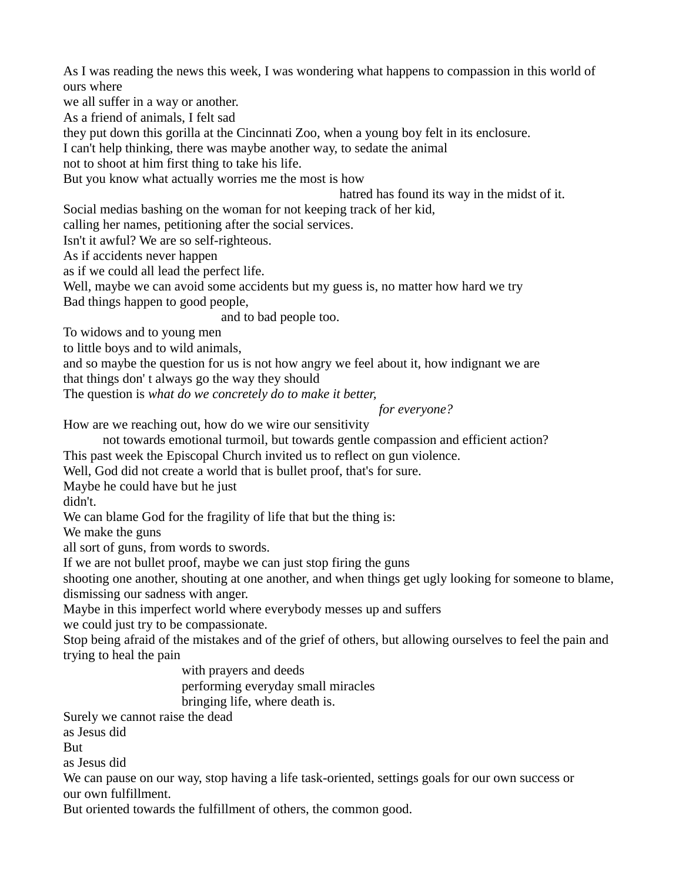As I was reading the news this week, I was wondering what happens to compassion in this world of ours where
we all suffer in a way or another.
As a friend of animals, I felt sad
they put down this gorilla at the Cincinnati Zoo, when a young boy felt in its enclosure.
I can't help thinking, there was maybe another way, to sedate the animal
not to shoot at him first thing to take his life.
But you know what actually worries me the most is how
hatred has found its way in the midst of it.
Social medias bashing on the woman for not keeping track of her kid,
calling her names, petitioning after the social services.
Isn't it awful? We are so self-righteous.
As if accidents never happen
as if we could all lead the perfect life.
Well, maybe we can avoid some accidents but my guess is, no matter how hard we try
Bad things happen to good people,
and to bad people too.
To widows and to young men
to little boys and to wild animals,
and so maybe the question for us is not how angry we feel about it, how indignant we are
that things don' t always go the way they should
The question is *what do we concretely do to make it better,*
*for everyone?*
How are we reaching out, how do we wire our sensitivity
not towards emotional turmoil, but towards gentle compassion and efficient action?
This past week the Episcopal Church invited us to reflect on gun violence.
Well, God did not create a world that is bullet proof, that's for sure.
Maybe he could have but he just
didn't.
We can blame God for the fragility of life that but the thing is:
We make the guns
all sort of guns, from words to swords.
If we are not bullet proof, maybe we can just stop firing the guns
shooting one another, shouting at one another, and when things get ugly looking for someone to blame, dismissing our sadness with anger.
Maybe in this imperfect world where everybody messes up and suffers
we could just try to be compassionate.
Stop being afraid of the mistakes and of the grief of others, but allowing ourselves to feel the pain and trying to heal the pain
with prayers and deeds
performing everyday small miracles
bringing life, where death is.
Surely we cannot raise the dead
as Jesus did
But
as Jesus did
We can pause on our way, stop having a life task-oriented, settings goals for our own success or our own fulfillment.
But oriented towards the fulfillment of others, the common good.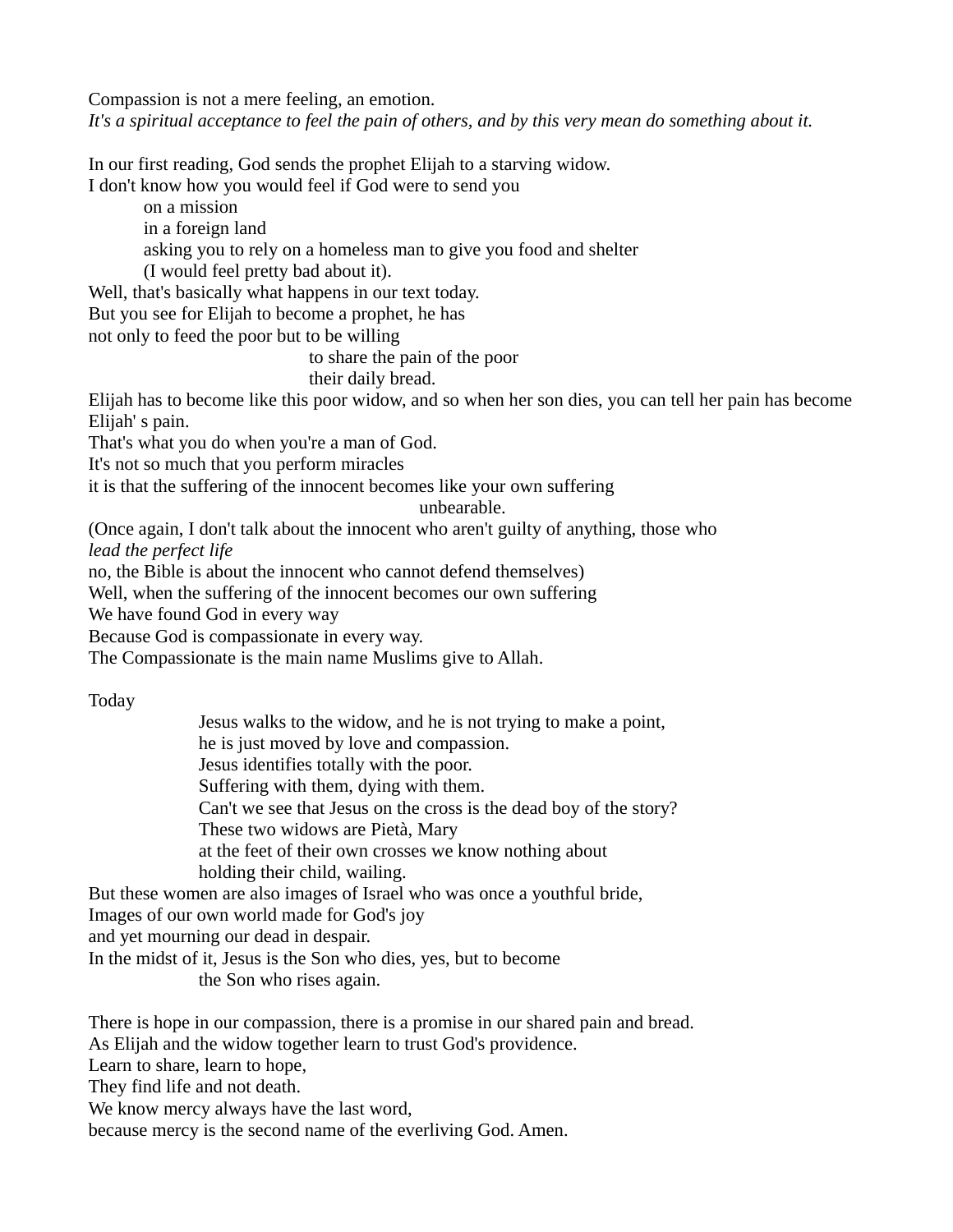Compassion is not a mere feeling, an emotion.
*It's a spiritual acceptance to feel the pain of others, and by this very mean do something about it.*

In our first reading, God sends the prophet Elijah to a starving widow.
I don't know how you would feel if God were to send you
on a mission
in a foreign land
asking you to rely on a homeless man to give you food and shelter
(I would feel pretty bad about it).
Well, that's basically what happens in our text today.
But you see for Elijah to become a prophet, he has
not only to feed the poor but to be willing
to share the pain of the poor
their daily bread.
Elijah has to become like this poor widow, and so when her son dies, you can tell her pain has become Elijah' s pain.
That's what you do when you're a man of God.
It's not so much that you perform miracles
it is that the suffering of the innocent becomes like your own suffering
unbearable.
(Once again, I don't talk about the innocent who aren't guilty of anything, those who
*lead the perfect life*
no, the Bible is about the innocent who cannot defend themselves)
Well, when the suffering of the innocent becomes our own suffering
We have found God in every way
Because God is compassionate in every way.
The Compassionate is the main name Muslims give to Allah.

Today
Jesus walks to the widow, and he is not trying to make a point,
he is just moved by love and compassion.
Jesus identifies totally with the poor.
Suffering with them, dying with them.
Can't we see that Jesus on the cross is the dead boy of the story?
These two widows are Pietà, Mary
at the feet of their own crosses we know nothing about
holding their child, wailing.
But these women are also images of Israel who was once a youthful bride,
Images of our own world made for God's joy
and yet mourning our dead in despair.
In the midst of it, Jesus is the Son who dies, yes, but to become
the Son who rises again.

There is hope in our compassion, there is a promise in our shared pain and bread.
As Elijah and the widow together learn to trust God's providence.
Learn to share, learn to hope,
They find life and not death.
We know mercy always have the last word,
because mercy is the second name of the everliving God. Amen.